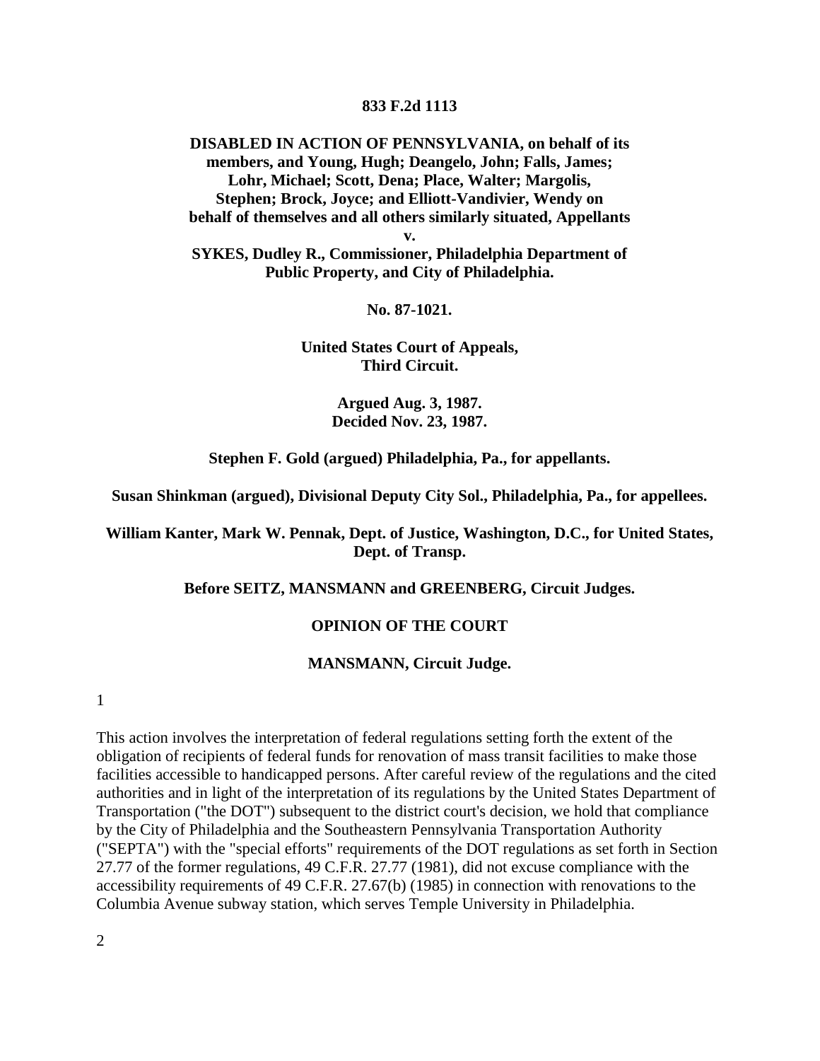**833 F.2d 1113**

**DISABLED IN ACTION OF PENNSYLVANIA, on behalf of its members, and Young, Hugh; Deangelo, John; Falls, James; Lohr, Michael; Scott, Dena; Place, Walter; Margolis, Stephen; Brock, Joyce; and Elliott-Vandivier, Wendy on behalf of themselves and all others similarly situated, Appellants**
**v.**
**SYKES, Dudley R., Commissioner, Philadelphia Department of Public Property, and City of Philadelphia.**

**No. 87-1021.**

**United States Court of Appeals, Third Circuit.**

**Argued Aug. 3, 1987.**
**Decided Nov. 23, 1987.**

**Stephen F. Gold (argued) Philadelphia, Pa., for appellants.**

**Susan Shinkman (argued), Divisional Deputy City Sol., Philadelphia, Pa., for appellees.**

**William Kanter, Mark W. Pennak, Dept. of Justice, Washington, D.C., for United States, Dept. of Transp.**

**Before SEITZ, MANSMANN and GREENBERG, Circuit Judges.**

**OPINION OF THE COURT**

**MANSMANN, Circuit Judge.**

1

This action involves the interpretation of federal regulations setting forth the extent of the obligation of recipients of federal funds for renovation of mass transit facilities to make those facilities accessible to handicapped persons. After careful review of the regulations and the cited authorities and in light of the interpretation of its regulations by the United States Department of Transportation ("the DOT") subsequent to the district court's decision, we hold that compliance by the City of Philadelphia and the Southeastern Pennsylvania Transportation Authority ("SEPTA") with the "special efforts" requirements of the DOT regulations as set forth in Section 27.77 of the former regulations, 49 C.F.R. 27.77 (1981), did not excuse compliance with the accessibility requirements of 49 C.F.R. 27.67(b) (1985) in connection with renovations to the Columbia Avenue subway station, which serves Temple University in Philadelphia.

2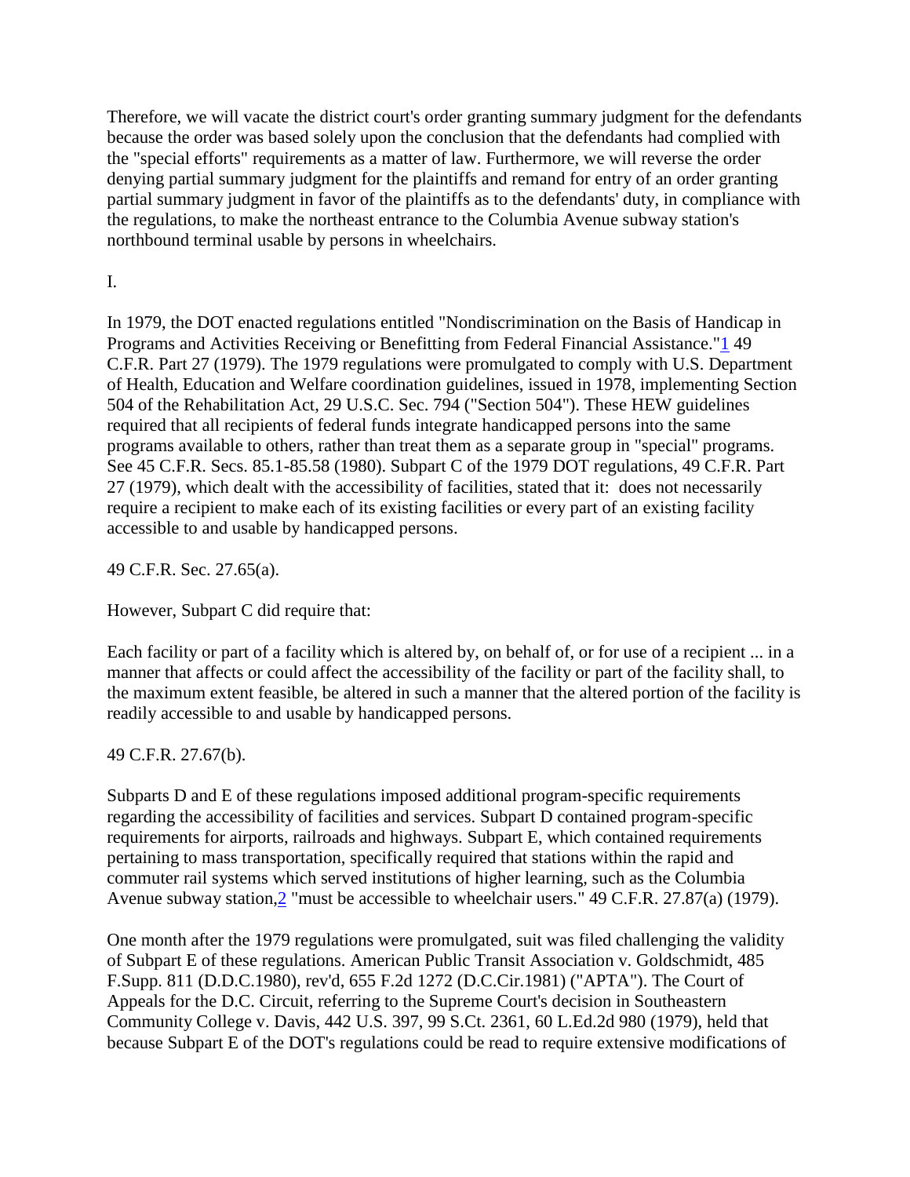Therefore, we will vacate the district court's order granting summary judgment for the defendants because the order was based solely upon the conclusion that the defendants had complied with the "special efforts" requirements as a matter of law. Furthermore, we will reverse the order denying partial summary judgment for the plaintiffs and remand for entry of an order granting partial summary judgment in favor of the plaintiffs as to the defendants' duty, in compliance with the regulations, to make the northeast entrance to the Columbia Avenue subway station's northbound terminal usable by persons in wheelchairs.

I.

In 1979, the DOT enacted regulations entitled "Nondiscrimination on the Basis of Handicap in Programs and Activities Receiving or Benefitting from Federal Financial Assistance."[1] 49 C.F.R. Part 27 (1979). The 1979 regulations were promulgated to comply with U.S. Department of Health, Education and Welfare coordination guidelines, issued in 1978, implementing Section 504 of the Rehabilitation Act, 29 U.S.C. Sec. 794 ("Section 504"). These HEW guidelines required that all recipients of federal funds integrate handicapped persons into the same programs available to others, rather than treat them as a separate group in "special" programs. See 45 C.F.R. Secs. 85.1-85.58 (1980). Subpart C of the 1979 DOT regulations, 49 C.F.R. Part 27 (1979), which dealt with the accessibility of facilities, stated that it: does not necessarily require a recipient to make each of its existing facilities or every part of an existing facility accessible to and usable by handicapped persons.

49 C.F.R. Sec. 27.65(a).

However, Subpart C did require that:

Each facility or part of a facility which is altered by, on behalf of, or for use of a recipient ... in a manner that affects or could affect the accessibility of the facility or part of the facility shall, to the maximum extent feasible, be altered in such a manner that the altered portion of the facility is readily accessible to and usable by handicapped persons.

49 C.F.R. 27.67(b).

Subparts D and E of these regulations imposed additional program-specific requirements regarding the accessibility of facilities and services. Subpart D contained program-specific requirements for airports, railroads and highways. Subpart E, which contained requirements pertaining to mass transportation, specifically required that stations within the rapid and commuter rail systems which served institutions of higher learning, such as the Columbia Avenue subway station,[2] "must be accessible to wheelchair users." 49 C.F.R. 27.87(a) (1979).

One month after the 1979 regulations were promulgated, suit was filed challenging the validity of Subpart E of these regulations. American Public Transit Association v. Goldschmidt, 485 F.Supp. 811 (D.D.C.1980), rev'd, 655 F.2d 1272 (D.C.Cir.1981) ("APTA"). The Court of Appeals for the D.C. Circuit, referring to the Supreme Court's decision in Southeastern Community College v. Davis, 442 U.S. 397, 99 S.Ct. 2361, 60 L.Ed.2d 980 (1979), held that because Subpart E of the DOT's regulations could be read to require extensive modifications of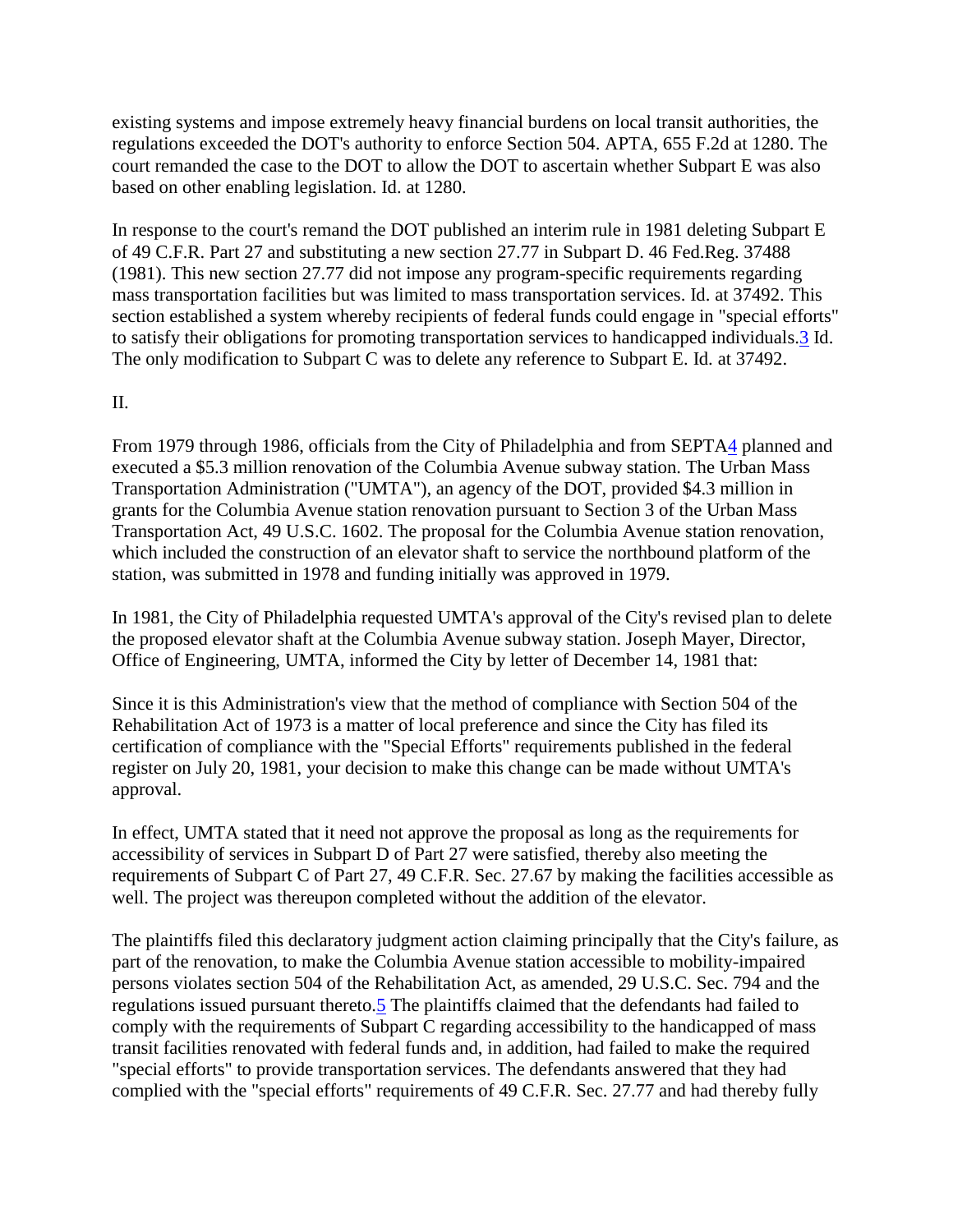existing systems and impose extremely heavy financial burdens on local transit authorities, the regulations exceeded the DOT's authority to enforce Section 504. APTA, 655 F.2d at 1280. The court remanded the case to the DOT to allow the DOT to ascertain whether Subpart E was also based on other enabling legislation. Id. at 1280.

In response to the court's remand the DOT published an interim rule in 1981 deleting Subpart E of 49 C.F.R. Part 27 and substituting a new section 27.77 in Subpart D. 46 Fed.Reg. 37488 (1981). This new section 27.77 did not impose any program-specific requirements regarding mass transportation facilities but was limited to mass transportation services. Id. at 37492. This section established a system whereby recipients of federal funds could engage in "special efforts" to satisfy their obligations for promoting transportation services to handicapped individuals.[3] Id. The only modification to Subpart C was to delete any reference to Subpart E. Id. at 37492.

II.

From 1979 through 1986, officials from the City of Philadelphia and from SEPTA[4] planned and executed a $5.3 million renovation of the Columbia Avenue subway station. The Urban Mass Transportation Administration ("UMTA"), an agency of the DOT, provided $4.3 million in grants for the Columbia Avenue station renovation pursuant to Section 3 of the Urban Mass Transportation Act, 49 U.S.C. 1602. The proposal for the Columbia Avenue station renovation, which included the construction of an elevator shaft to service the northbound platform of the station, was submitted in 1978 and funding initially was approved in 1979.

In 1981, the City of Philadelphia requested UMTA's approval of the City's revised plan to delete the proposed elevator shaft at the Columbia Avenue subway station. Joseph Mayer, Director, Office of Engineering, UMTA, informed the City by letter of December 14, 1981 that:

Since it is this Administration's view that the method of compliance with Section 504 of the Rehabilitation Act of 1973 is a matter of local preference and since the City has filed its certification of compliance with the "Special Efforts" requirements published in the federal register on July 20, 1981, your decision to make this change can be made without UMTA's approval.

In effect, UMTA stated that it need not approve the proposal as long as the requirements for accessibility of services in Subpart D of Part 27 were satisfied, thereby also meeting the requirements of Subpart C of Part 27, 49 C.F.R. Sec. 27.67 by making the facilities accessible as well. The project was thereupon completed without the addition of the elevator.

The plaintiffs filed this declaratory judgment action claiming principally that the City's failure, as part of the renovation, to make the Columbia Avenue station accessible to mobility-impaired persons violates section 504 of the Rehabilitation Act, as amended, 29 U.S.C. Sec. 794 and the regulations issued pursuant thereto.[5] The plaintiffs claimed that the defendants had failed to comply with the requirements of Subpart C regarding accessibility to the handicapped of mass transit facilities renovated with federal funds and, in addition, had failed to make the required "special efforts" to provide transportation services. The defendants answered that they had complied with the "special efforts" requirements of 49 C.F.R. Sec. 27.77 and had thereby fully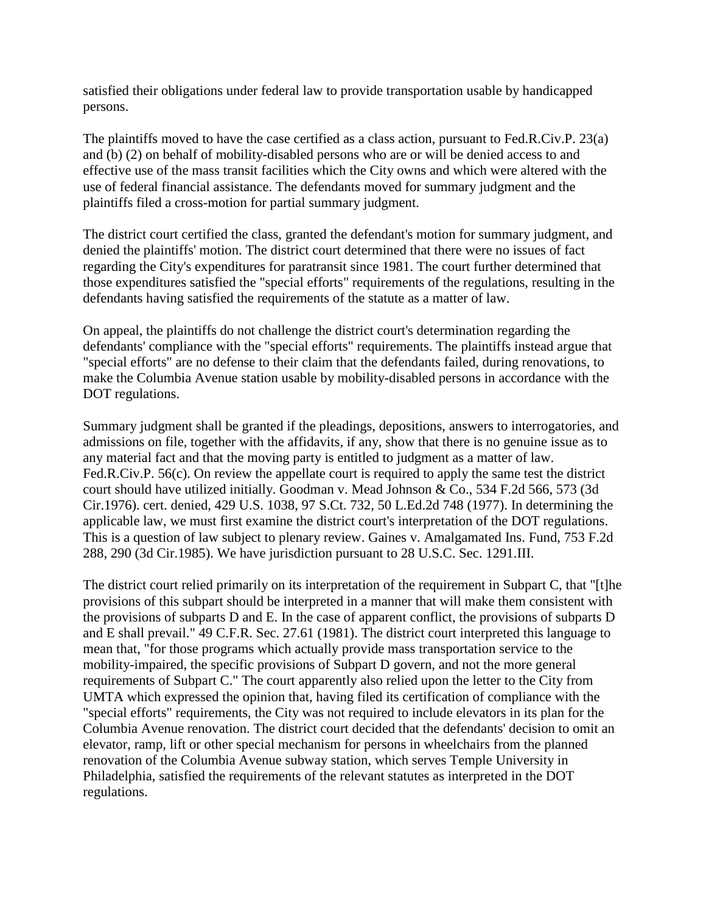satisfied their obligations under federal law to provide transportation usable by handicapped persons.

The plaintiffs moved to have the case certified as a class action, pursuant to Fed.R.Civ.P. 23(a) and (b) (2) on behalf of mobility-disabled persons who are or will be denied access to and effective use of the mass transit facilities which the City owns and which were altered with the use of federal financial assistance. The defendants moved for summary judgment and the plaintiffs filed a cross-motion for partial summary judgment.

The district court certified the class, granted the defendant's motion for summary judgment, and denied the plaintiffs' motion. The district court determined that there were no issues of fact regarding the City's expenditures for paratransit since 1981. The court further determined that those expenditures satisfied the "special efforts" requirements of the regulations, resulting in the defendants having satisfied the requirements of the statute as a matter of law.

On appeal, the plaintiffs do not challenge the district court's determination regarding the defendants' compliance with the "special efforts" requirements. The plaintiffs instead argue that "special efforts" are no defense to their claim that the defendants failed, during renovations, to make the Columbia Avenue station usable by mobility-disabled persons in accordance with the DOT regulations.

Summary judgment shall be granted if the pleadings, depositions, answers to interrogatories, and admissions on file, together with the affidavits, if any, show that there is no genuine issue as to any material fact and that the moving party is entitled to judgment as a matter of law. Fed.R.Civ.P. 56(c). On review the appellate court is required to apply the same test the district court should have utilized initially. Goodman v. Mead Johnson & Co., 534 F.2d 566, 573 (3d Cir.1976). cert. denied, 429 U.S. 1038, 97 S.Ct. 732, 50 L.Ed.2d 748 (1977). In determining the applicable law, we must first examine the district court's interpretation of the DOT regulations. This is a question of law subject to plenary review. Gaines v. Amalgamated Ins. Fund, 753 F.2d 288, 290 (3d Cir.1985). We have jurisdiction pursuant to 28 U.S.C. Sec. 1291.III.

The district court relied primarily on its interpretation of the requirement in Subpart C, that "[t]he provisions of this subpart should be interpreted in a manner that will make them consistent with the provisions of subparts D and E. In the case of apparent conflict, the provisions of subparts D and E shall prevail." 49 C.F.R. Sec. 27.61 (1981). The district court interpreted this language to mean that, "for those programs which actually provide mass transportation service to the mobility-impaired, the specific provisions of Subpart D govern, and not the more general requirements of Subpart C." The court apparently also relied upon the letter to the City from UMTA which expressed the opinion that, having filed its certification of compliance with the "special efforts" requirements, the City was not required to include elevators in its plan for the Columbia Avenue renovation. The district court decided that the defendants' decision to omit an elevator, ramp, lift or other special mechanism for persons in wheelchairs from the planned renovation of the Columbia Avenue subway station, which serves Temple University in Philadelphia, satisfied the requirements of the relevant statutes as interpreted in the DOT regulations.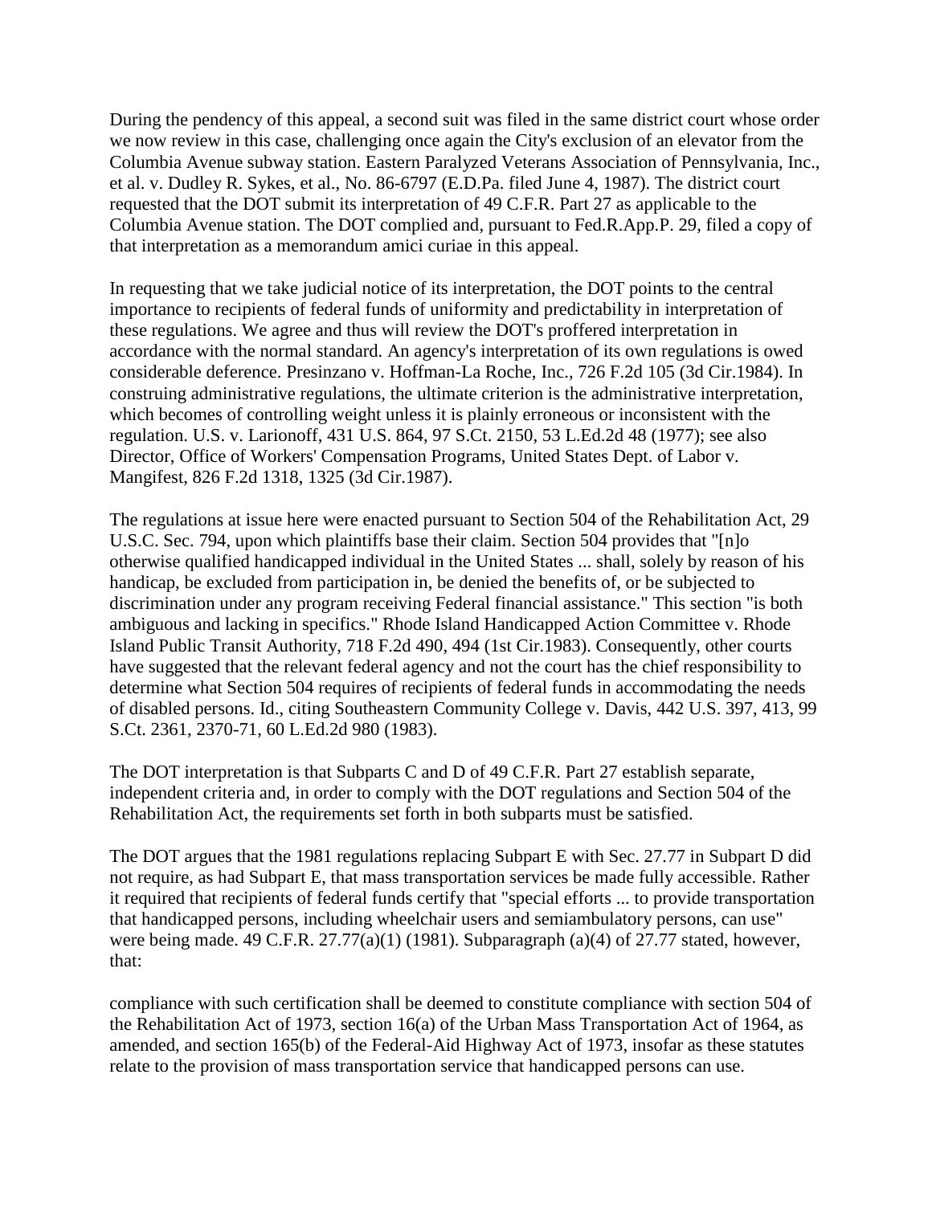During the pendency of this appeal, a second suit was filed in the same district court whose order we now review in this case, challenging once again the City's exclusion of an elevator from the Columbia Avenue subway station. Eastern Paralyzed Veterans Association of Pennsylvania, Inc., et al. v. Dudley R. Sykes, et al., No. 86-6797 (E.D.Pa. filed June 4, 1987). The district court requested that the DOT submit its interpretation of 49 C.F.R. Part 27 as applicable to the Columbia Avenue station. The DOT complied and, pursuant to Fed.R.App.P. 29, filed a copy of that interpretation as a memorandum amici curiae in this appeal.

In requesting that we take judicial notice of its interpretation, the DOT points to the central importance to recipients of federal funds of uniformity and predictability in interpretation of these regulations. We agree and thus will review the DOT's proffered interpretation in accordance with the normal standard. An agency's interpretation of its own regulations is owed considerable deference. Presinzano v. Hoffman-La Roche, Inc., 726 F.2d 105 (3d Cir.1984). In construing administrative regulations, the ultimate criterion is the administrative interpretation, which becomes of controlling weight unless it is plainly erroneous or inconsistent with the regulation. U.S. v. Larionoff, 431 U.S. 864, 97 S.Ct. 2150, 53 L.Ed.2d 48 (1977); see also Director, Office of Workers' Compensation Programs, United States Dept. of Labor v. Mangifest, 826 F.2d 1318, 1325 (3d Cir.1987).

The regulations at issue here were enacted pursuant to Section 504 of the Rehabilitation Act, 29 U.S.C. Sec. 794, upon which plaintiffs base their claim. Section 504 provides that "[n]o otherwise qualified handicapped individual in the United States ... shall, solely by reason of his handicap, be excluded from participation in, be denied the benefits of, or be subjected to discrimination under any program receiving Federal financial assistance." This section "is both ambiguous and lacking in specifics." Rhode Island Handicapped Action Committee v. Rhode Island Public Transit Authority, 718 F.2d 490, 494 (1st Cir.1983). Consequently, other courts have suggested that the relevant federal agency and not the court has the chief responsibility to determine what Section 504 requires of recipients of federal funds in accommodating the needs of disabled persons. Id., citing Southeastern Community College v. Davis, 442 U.S. 397, 413, 99 S.Ct. 2361, 2370-71, 60 L.Ed.2d 980 (1983).

The DOT interpretation is that Subparts C and D of 49 C.F.R. Part 27 establish separate, independent criteria and, in order to comply with the DOT regulations and Section 504 of the Rehabilitation Act, the requirements set forth in both subparts must be satisfied.

The DOT argues that the 1981 regulations replacing Subpart E with Sec. 27.77 in Subpart D did not require, as had Subpart E, that mass transportation services be made fully accessible. Rather it required that recipients of federal funds certify that "special efforts ... to provide transportation that handicapped persons, including wheelchair users and semiambulatory persons, can use" were being made. 49 C.F.R. 27.77(a)(1) (1981). Subparagraph (a)(4) of 27.77 stated, however, that:

compliance with such certification shall be deemed to constitute compliance with section 504 of the Rehabilitation Act of 1973, section 16(a) of the Urban Mass Transportation Act of 1964, as amended, and section 165(b) of the Federal-Aid Highway Act of 1973, insofar as these statutes relate to the provision of mass transportation service that handicapped persons can use.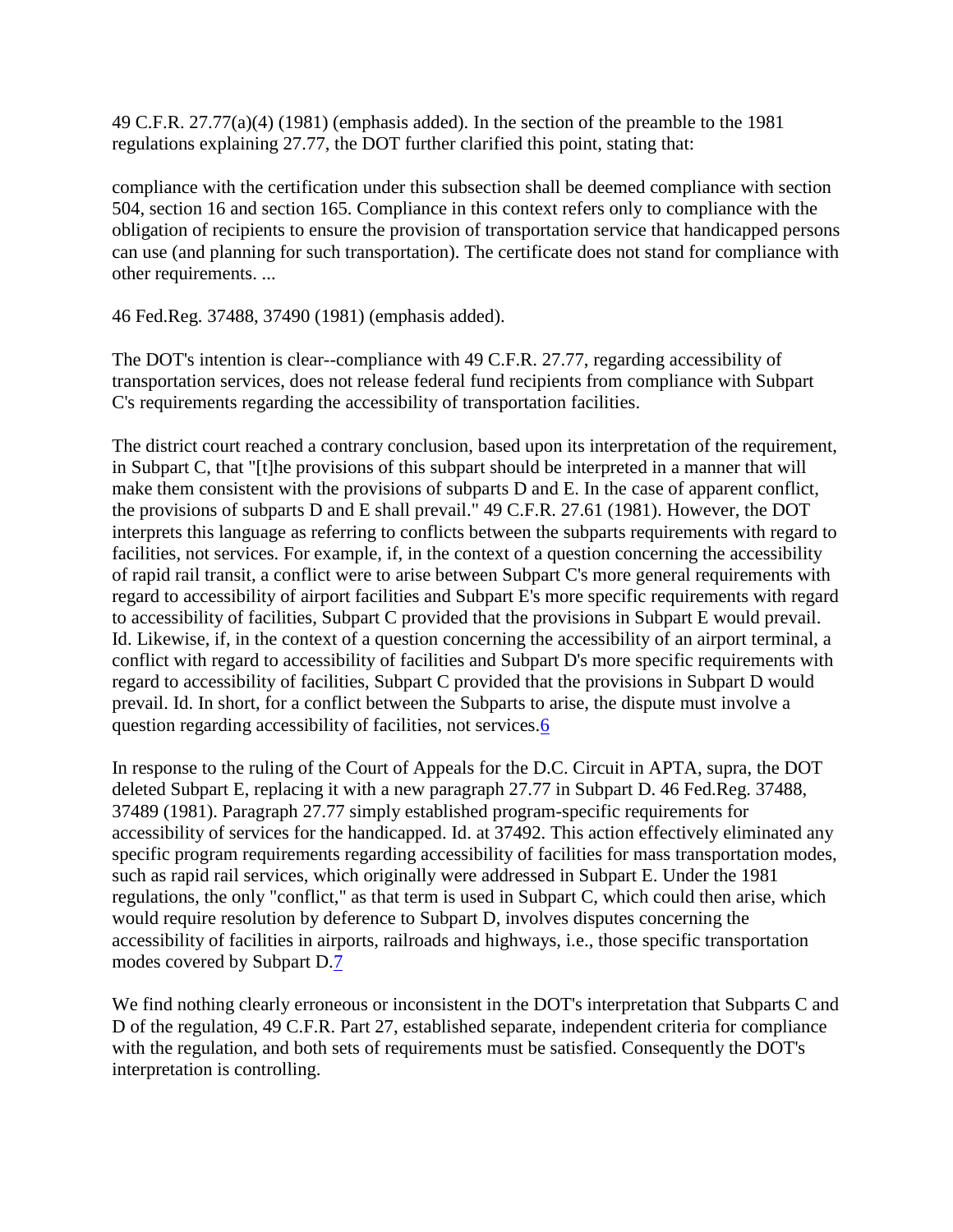49 C.F.R. 27.77(a)(4) (1981) (emphasis added). In the section of the preamble to the 1981 regulations explaining 27.77, the DOT further clarified this point, stating that:

compliance with the certification under this subsection shall be deemed compliance with section 504, section 16 and section 165. Compliance in this context refers only to compliance with the obligation of recipients to ensure the provision of transportation service that handicapped persons can use (and planning for such transportation). The certificate does not stand for compliance with other requirements. ...

46 Fed.Reg. 37488, 37490 (1981) (emphasis added).

The DOT's intention is clear--compliance with 49 C.F.R. 27.77, regarding accessibility of transportation services, does not release federal fund recipients from compliance with Subpart C's requirements regarding the accessibility of transportation facilities.

The district court reached a contrary conclusion, based upon its interpretation of the requirement, in Subpart C, that "[t]he provisions of this subpart should be interpreted in a manner that will make them consistent with the provisions of subparts D and E. In the case of apparent conflict, the provisions of subparts D and E shall prevail." 49 C.F.R. 27.61 (1981). However, the DOT interprets this language as referring to conflicts between the subparts requirements with regard to facilities, not services. For example, if, in the context of a question concerning the accessibility of rapid rail transit, a conflict were to arise between Subpart C's more general requirements with regard to accessibility of airport facilities and Subpart E's more specific requirements with regard to accessibility of facilities, Subpart C provided that the provisions in Subpart E would prevail. Id. Likewise, if, in the context of a question concerning the accessibility of an airport terminal, a conflict with regard to accessibility of facilities and Subpart D's more specific requirements with regard to accessibility of facilities, Subpart C provided that the provisions in Subpart D would prevail. Id. In short, for a conflict between the Subparts to arise, the dispute must involve a question regarding accessibility of facilities, not services.[6]

In response to the ruling of the Court of Appeals for the D.C. Circuit in APTA, supra, the DOT deleted Subpart E, replacing it with a new paragraph 27.77 in Subpart D. 46 Fed.Reg. 37488, 37489 (1981). Paragraph 27.77 simply established program-specific requirements for accessibility of services for the handicapped. Id. at 37492. This action effectively eliminated any specific program requirements regarding accessibility of facilities for mass transportation modes, such as rapid rail services, which originally were addressed in Subpart E. Under the 1981 regulations, the only "conflict," as that term is used in Subpart C, which could then arise, which would require resolution by deference to Subpart D, involves disputes concerning the accessibility of facilities in airports, railroads and highways, i.e., those specific transportation modes covered by Subpart D.[7]

We find nothing clearly erroneous or inconsistent in the DOT's interpretation that Subparts C and D of the regulation, 49 C.F.R. Part 27, established separate, independent criteria for compliance with the regulation, and both sets of requirements must be satisfied. Consequently the DOT's interpretation is controlling.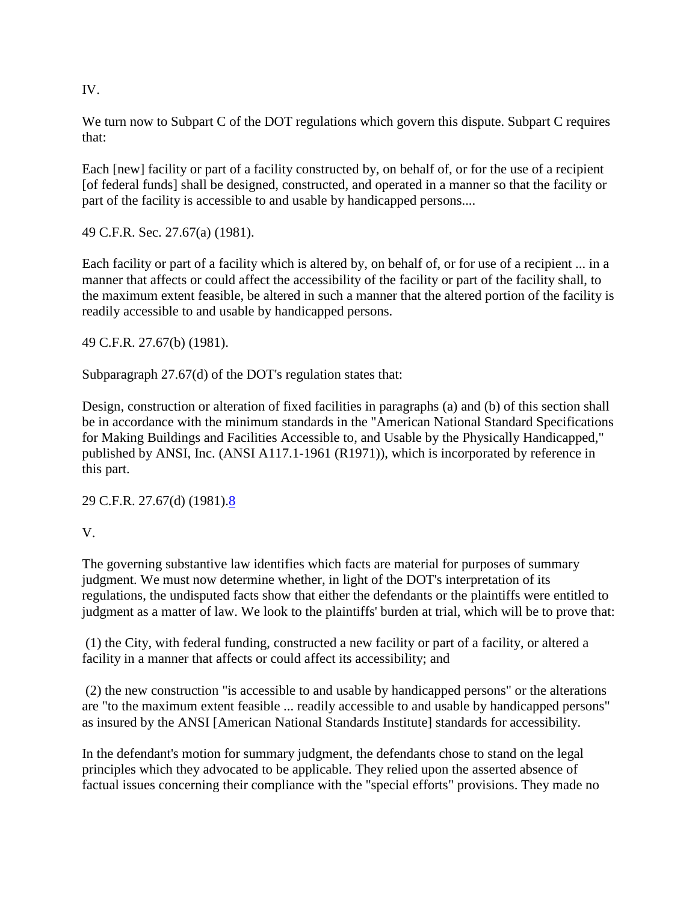IV.

We turn now to Subpart C of the DOT regulations which govern this dispute. Subpart C requires that:

Each [new] facility or part of a facility constructed by, on behalf of, or for the use of a recipient [of federal funds] shall be designed, constructed, and operated in a manner so that the facility or part of the facility is accessible to and usable by handicapped persons....

49 C.F.R. Sec. 27.67(a) (1981).

Each facility or part of a facility which is altered by, on behalf of, or for use of a recipient ... in a manner that affects or could affect the accessibility of the facility or part of the facility shall, to the maximum extent feasible, be altered in such a manner that the altered portion of the facility is readily accessible to and usable by handicapped persons.

49 C.F.R. 27.67(b) (1981).

Subparagraph 27.67(d) of the DOT's regulation states that:

Design, construction or alteration of fixed facilities in paragraphs (a) and (b) of this section shall be in accordance with the minimum standards in the "American National Standard Specifications for Making Buildings and Facilities Accessible to, and Usable by the Physically Handicapped," published by ANSI, Inc. (ANSI A117.1-1961 (R1971)), which is incorporated by reference in this part.

29 C.F.R. 27.67(d) (1981).[8]

V.

The governing substantive law identifies which facts are material for purposes of summary judgment. We must now determine whether, in light of the DOT's interpretation of its regulations, the undisputed facts show that either the defendants or the plaintiffs were entitled to judgment as a matter of law. We look to the plaintiffs' burden at trial, which will be to prove that:

(1) the City, with federal funding, constructed a new facility or part of a facility, or altered a facility in a manner that affects or could affect its accessibility; and

(2) the new construction "is accessible to and usable by handicapped persons" or the alterations are "to the maximum extent feasible ... readily accessible to and usable by handicapped persons" as insured by the ANSI [American National Standards Institute] standards for accessibility.

In the defendant's motion for summary judgment, the defendants chose to stand on the legal principles which they advocated to be applicable. They relied upon the asserted absence of factual issues concerning their compliance with the "special efforts" provisions. They made no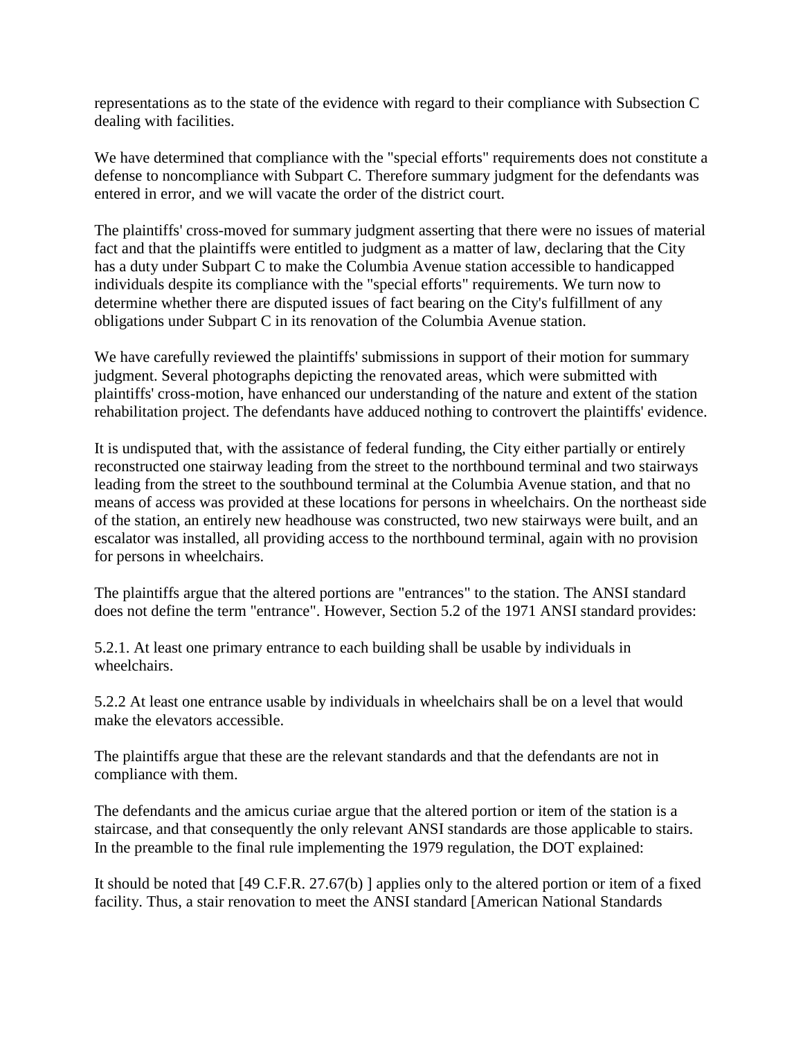representations as to the state of the evidence with regard to their compliance with Subsection C dealing with facilities.

We have determined that compliance with the "special efforts" requirements does not constitute a defense to noncompliance with Subpart C. Therefore summary judgment for the defendants was entered in error, and we will vacate the order of the district court.

The plaintiffs' cross-moved for summary judgment asserting that there were no issues of material fact and that the plaintiffs were entitled to judgment as a matter of law, declaring that the City has a duty under Subpart C to make the Columbia Avenue station accessible to handicapped individuals despite its compliance with the "special efforts" requirements. We turn now to determine whether there are disputed issues of fact bearing on the City's fulfillment of any obligations under Subpart C in its renovation of the Columbia Avenue station.

We have carefully reviewed the plaintiffs' submissions in support of their motion for summary judgment. Several photographs depicting the renovated areas, which were submitted with plaintiffs' cross-motion, have enhanced our understanding of the nature and extent of the station rehabilitation project. The defendants have adduced nothing to controvert the plaintiffs' evidence.

It is undisputed that, with the assistance of federal funding, the City either partially or entirely reconstructed one stairway leading from the street to the northbound terminal and two stairways leading from the street to the southbound terminal at the Columbia Avenue station, and that no means of access was provided at these locations for persons in wheelchairs. On the northeast side of the station, an entirely new headhouse was constructed, two new stairways were built, and an escalator was installed, all providing access to the northbound terminal, again with no provision for persons in wheelchairs.

The plaintiffs argue that the altered portions are "entrances" to the station. The ANSI standard does not define the term "entrance". However, Section 5.2 of the 1971 ANSI standard provides:

5.2.1. At least one primary entrance to each building shall be usable by individuals in wheelchairs.

5.2.2 At least one entrance usable by individuals in wheelchairs shall be on a level that would make the elevators accessible.

The plaintiffs argue that these are the relevant standards and that the defendants are not in compliance with them.

The defendants and the amicus curiae argue that the altered portion or item of the station is a staircase, and that consequently the only relevant ANSI standards are those applicable to stairs. In the preamble to the final rule implementing the 1979 regulation, the DOT explained:

It should be noted that [49 C.F.R. 27.67(b) ] applies only to the altered portion or item of a fixed facility. Thus, a stair renovation to meet the ANSI standard [American National Standards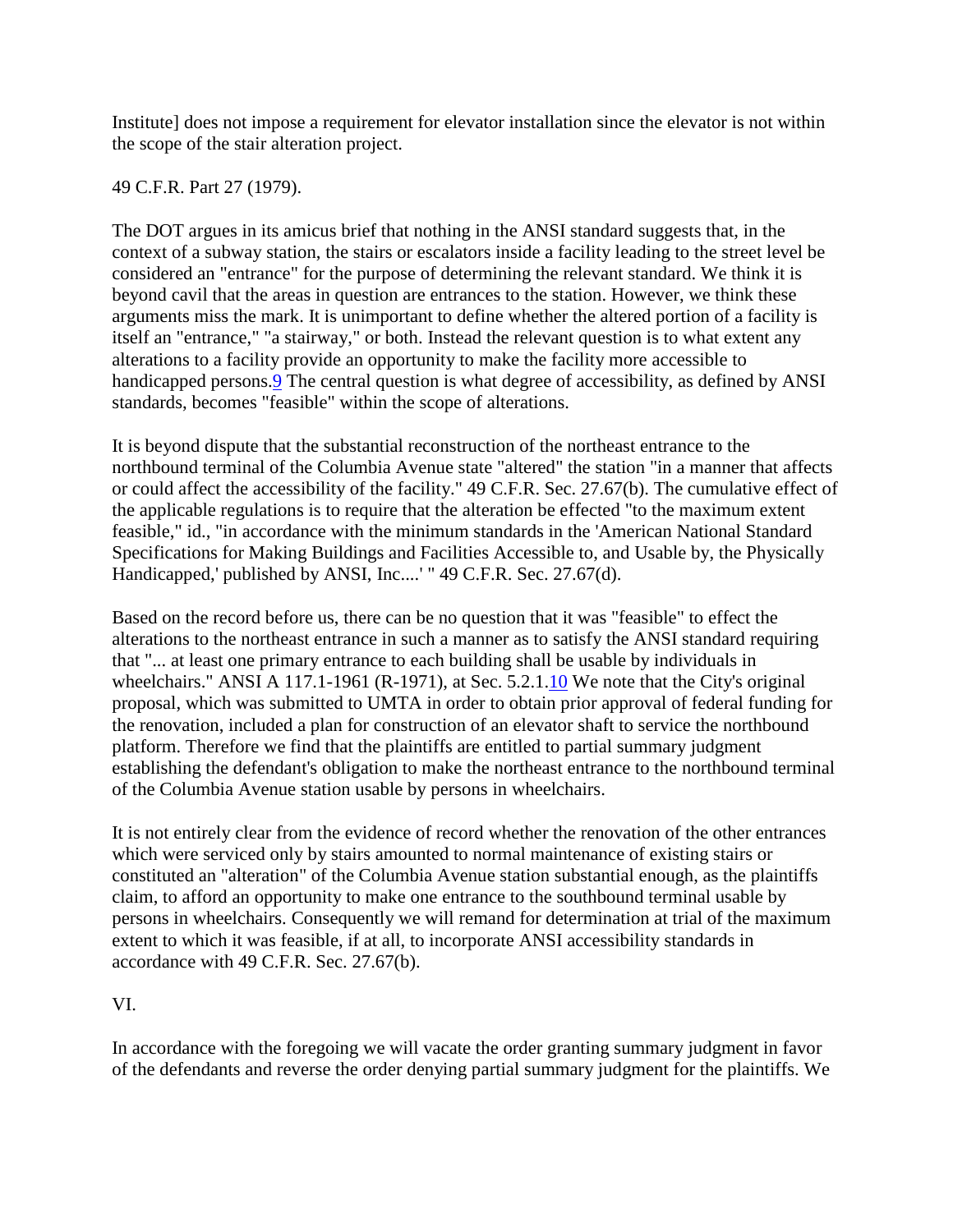Institute] does not impose a requirement for elevator installation since the elevator is not within the scope of the stair alteration project.

49 C.F.R. Part 27 (1979).

The DOT argues in its amicus brief that nothing in the ANSI standard suggests that, in the context of a subway station, the stairs or escalators inside a facility leading to the street level be considered an "entrance" for the purpose of determining the relevant standard. We think it is beyond cavil that the areas in question are entrances to the station. However, we think these arguments miss the mark. It is unimportant to define whether the altered portion of a facility is itself an "entrance," "a stairway," or both. Instead the relevant question is to what extent any alterations to a facility provide an opportunity to make the facility more accessible to handicapped persons.[9] The central question is what degree of accessibility, as defined by ANSI standards, becomes "feasible" within the scope of alterations.

It is beyond dispute that the substantial reconstruction of the northeast entrance to the northbound terminal of the Columbia Avenue state "altered" the station "in a manner that affects or could affect the accessibility of the facility." 49 C.F.R. Sec. 27.67(b). The cumulative effect of the applicable regulations is to require that the alteration be effected "to the maximum extent feasible," id., "in accordance with the minimum standards in the 'American National Standard Specifications for Making Buildings and Facilities Accessible to, and Usable by, the Physically Handicapped,' published by ANSI, Inc....' " 49 C.F.R. Sec. 27.67(d).

Based on the record before us, there can be no question that it was "feasible" to effect the alterations to the northeast entrance in such a manner as to satisfy the ANSI standard requiring that "... at least one primary entrance to each building shall be usable by individuals in wheelchairs." ANSI A 117.1-1961 (R-1971), at Sec. 5.2.1.[10] We note that the City's original proposal, which was submitted to UMTA in order to obtain prior approval of federal funding for the renovation, included a plan for construction of an elevator shaft to service the northbound platform. Therefore we find that the plaintiffs are entitled to partial summary judgment establishing the defendant's obligation to make the northeast entrance to the northbound terminal of the Columbia Avenue station usable by persons in wheelchairs.

It is not entirely clear from the evidence of record whether the renovation of the other entrances which were serviced only by stairs amounted to normal maintenance of existing stairs or constituted an "alteration" of the Columbia Avenue station substantial enough, as the plaintiffs claim, to afford an opportunity to make one entrance to the southbound terminal usable by persons in wheelchairs. Consequently we will remand for determination at trial of the maximum extent to which it was feasible, if at all, to incorporate ANSI accessibility standards in accordance with 49 C.F.R. Sec. 27.67(b).

VI.

In accordance with the foregoing we will vacate the order granting summary judgment in favor of the defendants and reverse the order denying partial summary judgment for the plaintiffs. We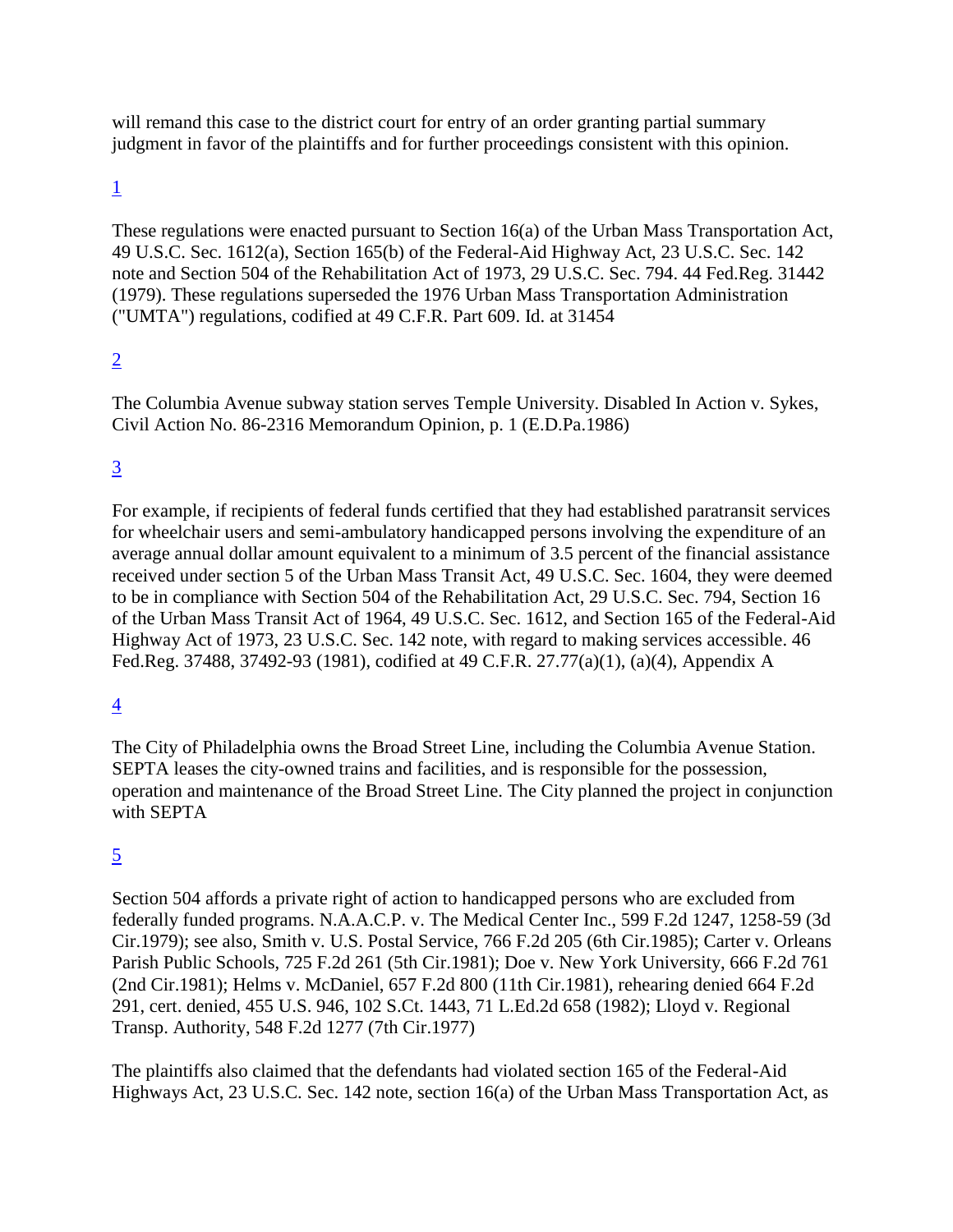will remand this case to the district court for entry of an order granting partial summary judgment in favor of the plaintiffs and for further proceedings consistent with this opinion.

1

These regulations were enacted pursuant to Section 16(a) of the Urban Mass Transportation Act, 49 U.S.C. Sec. 1612(a), Section 165(b) of the Federal-Aid Highway Act, 23 U.S.C. Sec. 142 note and Section 504 of the Rehabilitation Act of 1973, 29 U.S.C. Sec. 794. 44 Fed.Reg. 31442 (1979). These regulations superseded the 1976 Urban Mass Transportation Administration ("UMTA") regulations, codified at 49 C.F.R. Part 609. Id. at 31454

2

The Columbia Avenue subway station serves Temple University. Disabled In Action v. Sykes, Civil Action No. 86-2316 Memorandum Opinion, p. 1 (E.D.Pa.1986)

3

For example, if recipients of federal funds certified that they had established paratransit services for wheelchair users and semi-ambulatory handicapped persons involving the expenditure of an average annual dollar amount equivalent to a minimum of 3.5 percent of the financial assistance received under section 5 of the Urban Mass Transit Act, 49 U.S.C. Sec. 1604, they were deemed to be in compliance with Section 504 of the Rehabilitation Act, 29 U.S.C. Sec. 794, Section 16 of the Urban Mass Transit Act of 1964, 49 U.S.C. Sec. 1612, and Section 165 of the Federal-Aid Highway Act of 1973, 23 U.S.C. Sec. 142 note, with regard to making services accessible. 46 Fed.Reg. 37488, 37492-93 (1981), codified at 49 C.F.R. 27.77(a)(1), (a)(4), Appendix A

4

The City of Philadelphia owns the Broad Street Line, including the Columbia Avenue Station. SEPTA leases the city-owned trains and facilities, and is responsible for the possession, operation and maintenance of the Broad Street Line. The City planned the project in conjunction with SEPTA

5

Section 504 affords a private right of action to handicapped persons who are excluded from federally funded programs. N.A.A.C.P. v. The Medical Center Inc., 599 F.2d 1247, 1258-59 (3d Cir.1979); see also, Smith v. U.S. Postal Service, 766 F.2d 205 (6th Cir.1985); Carter v. Orleans Parish Public Schools, 725 F.2d 261 (5th Cir.1981); Doe v. New York University, 666 F.2d 761 (2nd Cir.1981); Helms v. McDaniel, 657 F.2d 800 (11th Cir.1981), rehearing denied 664 F.2d 291, cert. denied, 455 U.S. 946, 102 S.Ct. 1443, 71 L.Ed.2d 658 (1982); Lloyd v. Regional Transp. Authority, 548 F.2d 1277 (7th Cir.1977)

The plaintiffs also claimed that the defendants had violated section 165 of the Federal-Aid Highways Act, 23 U.S.C. Sec. 142 note, section 16(a) of the Urban Mass Transportation Act, as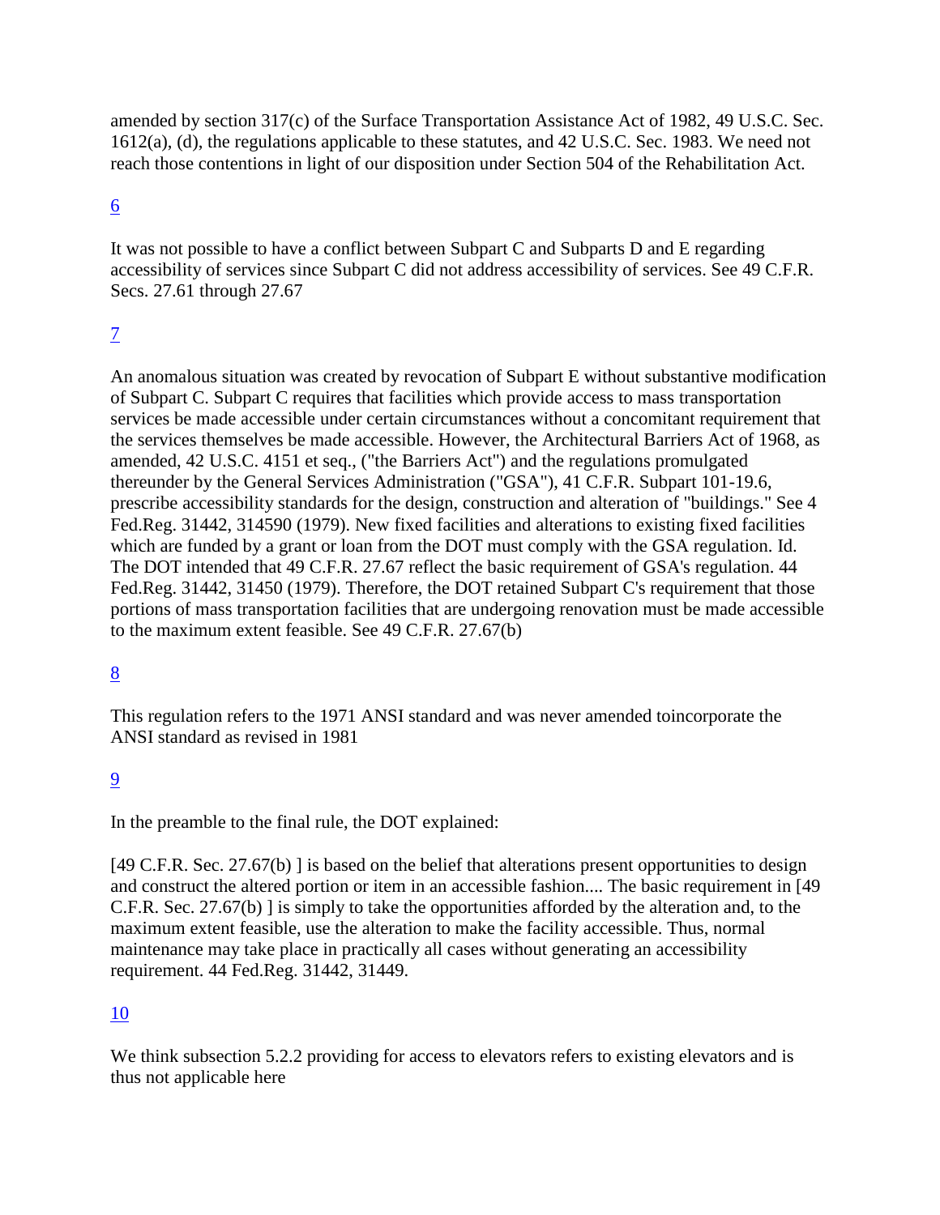amended by section 317(c) of the Surface Transportation Assistance Act of 1982, 49 U.S.C. Sec. 1612(a), (d), the regulations applicable to these statutes, and 42 U.S.C. Sec. 1983. We need not reach those contentions in light of our disposition under Section 504 of the Rehabilitation Act.

6

It was not possible to have a conflict between Subpart C and Subparts D and E regarding accessibility of services since Subpart C did not address accessibility of services. See 49 C.F.R. Secs. 27.61 through 27.67

7

An anomalous situation was created by revocation of Subpart E without substantive modification of Subpart C. Subpart C requires that facilities which provide access to mass transportation services be made accessible under certain circumstances without a concomitant requirement that the services themselves be made accessible. However, the Architectural Barriers Act of 1968, as amended, 42 U.S.C. 4151 et seq., ("the Barriers Act") and the regulations promulgated thereunder by the General Services Administration ("GSA"), 41 C.F.R. Subpart 101-19.6, prescribe accessibility standards for the design, construction and alteration of "buildings." See 4 Fed.Reg. 31442, 314590 (1979). New fixed facilities and alterations to existing fixed facilities which are funded by a grant or loan from the DOT must comply with the GSA regulation. Id. The DOT intended that 49 C.F.R. 27.67 reflect the basic requirement of GSA's regulation. 44 Fed.Reg. 31442, 31450 (1979). Therefore, the DOT retained Subpart C's requirement that those portions of mass transportation facilities that are undergoing renovation must be made accessible to the maximum extent feasible. See 49 C.F.R. 27.67(b)

8

This regulation refers to the 1971 ANSI standard and was never amended toincorporate the ANSI standard as revised in 1981

9

In the preamble to the final rule, the DOT explained:

[49 C.F.R. Sec. 27.67(b) ] is based on the belief that alterations present opportunities to design and construct the altered portion or item in an accessible fashion.... The basic requirement in [49 C.F.R. Sec. 27.67(b) ] is simply to take the opportunities afforded by the alteration and, to the maximum extent feasible, use the alteration to make the facility accessible. Thus, normal maintenance may take place in practically all cases without generating an accessibility requirement. 44 Fed.Reg. 31442, 31449.

10

We think subsection 5.2.2 providing for access to elevators refers to existing elevators and is thus not applicable here